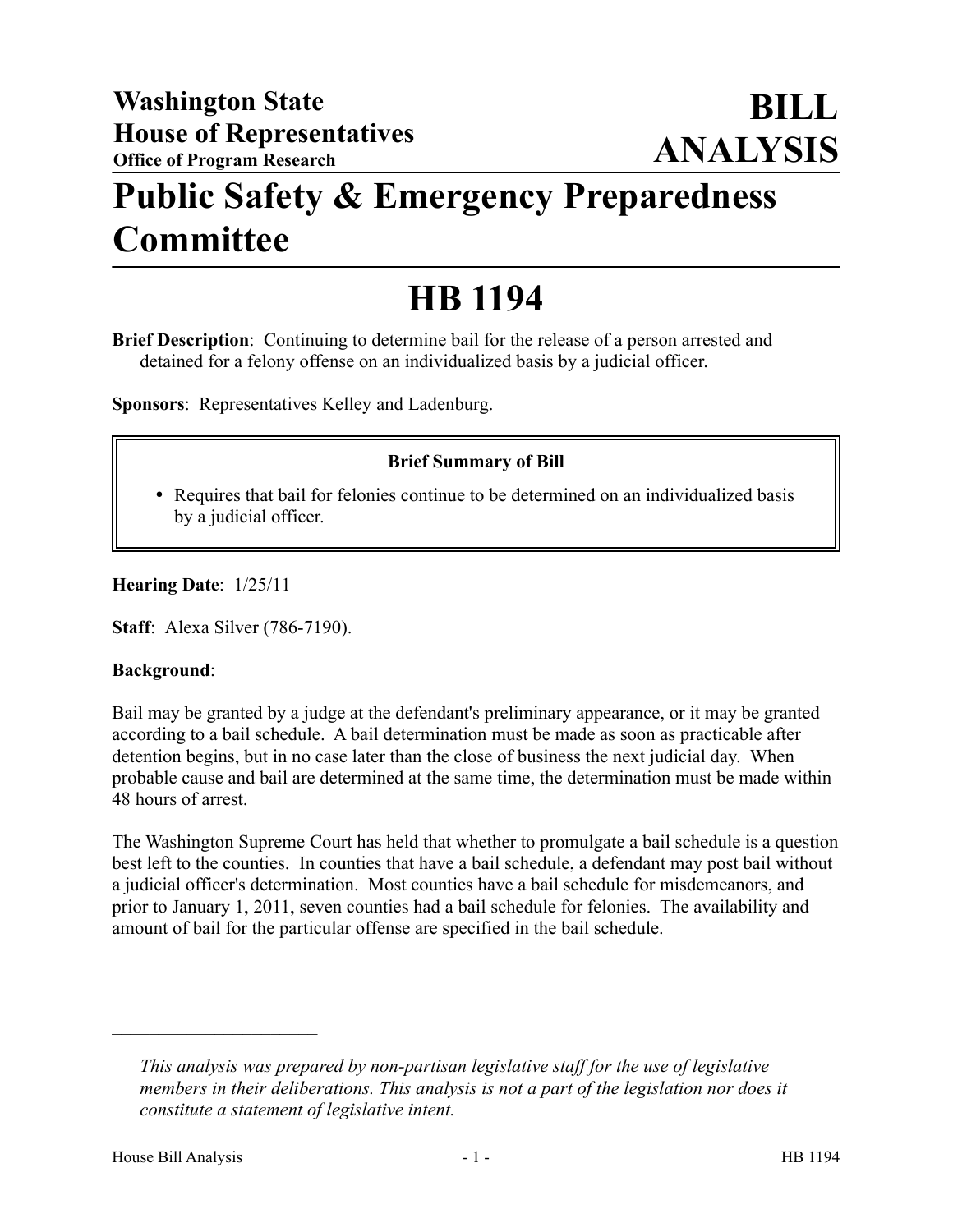**Washington State House of Representatives**
**Office of Program Research**

# BILL ANALYSIS

# Public Safety & Emergency Preparedness Committee

# HB 1194

**Brief Description**: Continuing to determine bail for the release of a person arrested and detained for a felony offense on an individualized basis by a judicial officer.

**Sponsors**: Representatives Kelley and Ladenburg.

**Brief Summary of Bill**

- Requires that bail for felonies continue to be determined on an individualized basis by a judicial officer.

**Hearing Date**: 1/25/11

**Staff**: Alexa Silver (786-7190).

**Background**:

Bail may be granted by a judge at the defendant's preliminary appearance, or it may be granted according to a bail schedule. A bail determination must be made as soon as practicable after detention begins, but in no case later than the close of business the next judicial day. When probable cause and bail are determined at the same time, the determination must be made within 48 hours of arrest.

The Washington Supreme Court has held that whether to promulgate a bail schedule is a question best left to the counties. In counties that have a bail schedule, a defendant may post bail without a judicial officer's determination. Most counties have a bail schedule for misdemeanors, and prior to January 1, 2011, seven counties had a bail schedule for felonies. The availability and amount of bail for the particular offense are specified in the bail schedule.

---

*This analysis was prepared by non-partisan legislative staff for the use of legislative members in their deliberations. This analysis is not a part of the legislation nor does it constitute a statement of legislative intent.*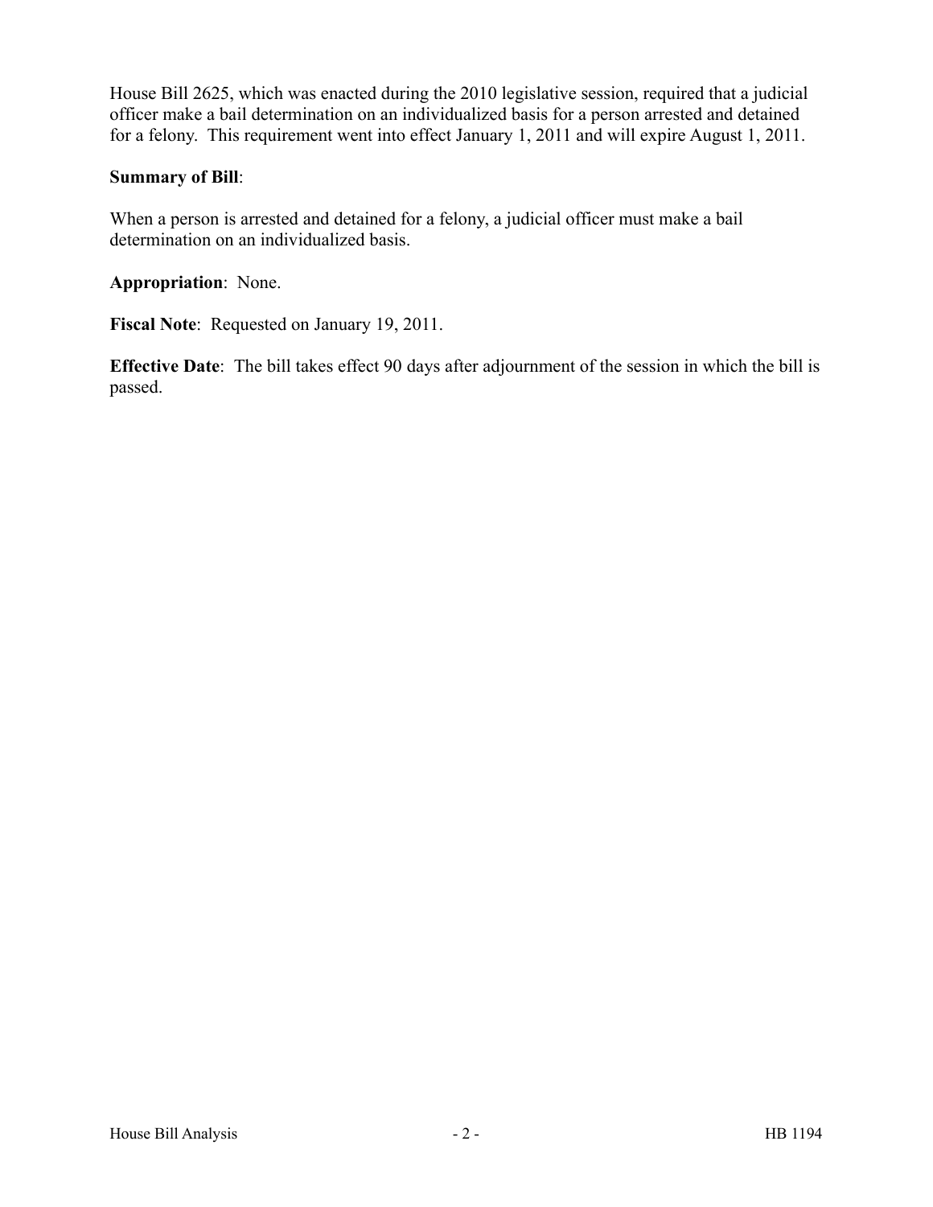House Bill 2625, which was enacted during the 2010 legislative session, required that a judicial officer make a bail determination on an individualized basis for a person arrested and detained for a felony. This requirement went into effect January 1, 2011 and will expire August 1, 2011.

**Summary of Bill**:

When a person is arrested and detained for a felony, a judicial officer must make a bail determination on an individualized basis.

**Appropriation**: None.

**Fiscal Note**: Requested on January 19, 2011.

**Effective Date**: The bill takes effect 90 days after adjournment of the session in which the bill is passed.